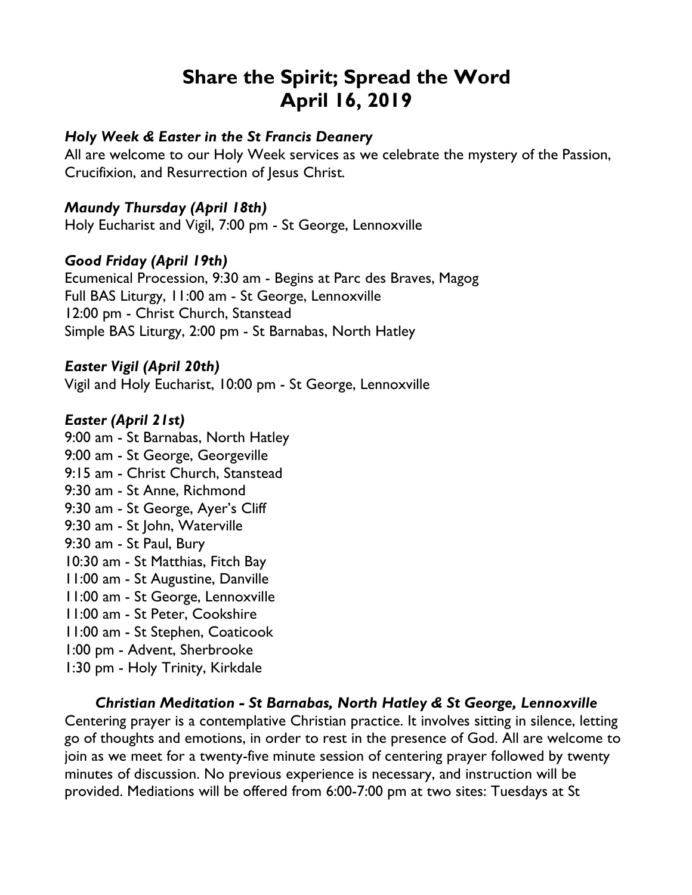# Share the Spirit; Spread the Word
# April 16, 2019

***Holy Week & Easter in the St Francis Deanery***

All are welcome to our Holy Week services as we celebrate the mystery of the Passion, Crucifixion, and Resurrection of Jesus Christ.

***Maundy Thursday (April 18th)***

Holy Eucharist and Vigil, 7:00 pm - St George, Lennoxville

***Good Friday (April 19th)***

Ecumenical Procession, 9:30 am - Begins at Parc des Braves, Magog
Full BAS Liturgy, 11:00 am - St George, Lennoxville
12:00 pm - Christ Church, Stanstead
Simple BAS Liturgy, 2:00 pm - St Barnabas, North Hatley

***Easter Vigil (April 20th)***

Vigil and Holy Eucharist, 10:00 pm - St George, Lennoxville

***Easter (April 21st)***

9:00 am - St Barnabas, North Hatley
9:00 am - St George, Georgeville
9:15 am - Christ Church, Stanstead
9:30 am - St Anne, Richmond
9:30 am - St George, Ayer's Cliff
9:30 am - St John, Waterville
9:30 am - St Paul, Bury
10:30 am - St Matthias, Fitch Bay
11:00 am - St Augustine, Danville
11:00 am - St George, Lennoxville
11:00 am - St Peter, Cookshire
11:00 am - St Stephen, Coaticook
1:00 pm - Advent, Sherbrooke
1:30 pm - Holy Trinity, Kirkdale

***Christian Meditation - St Barnabas, North Hatley & St George, Lennoxville***

Centering prayer is a contemplative Christian practice. It involves sitting in silence, letting go of thoughts and emotions, in order to rest in the presence of God. All are welcome to join as we meet for a twenty-five minute session of centering prayer followed by twenty minutes of discussion. No previous experience is necessary, and instruction will be provided. Mediations will be offered from 6:00-7:00 pm at two sites: Tuesdays at St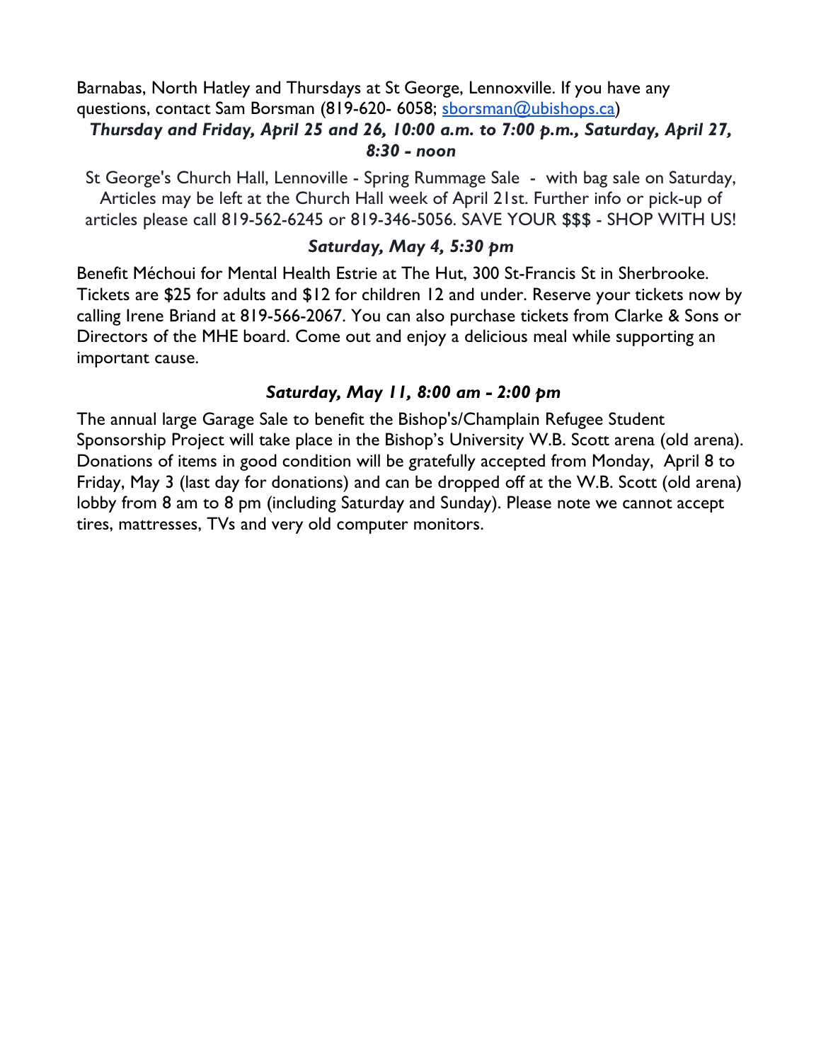Barnabas, North Hatley and Thursdays at St George, Lennoxville. If you have any questions, contact Sam Borsman (819-620- 6058; [sborsman@ubishops.ca](mailto:sborsman@ubishops.ca))

***Thursday and Friday, April 25 and 26, 10:00 a.m. to 7:00 p.m., Saturday, April 27, 8:30 - noon***

St George's Church Hall, Lennoville - Spring Rummage Sale - with bag sale on Saturday, Articles may be left at the Church Hall week of April 21st. Further info or pick-up of articles please call 819-562-6245 or 819-346-5056. SAVE YOUR $$$ - SHOP WITH US!

***Saturday, May 4, 5:30 pm***

Benefit Méchoui for Mental Health Estrie at The Hut, 300 St-Francis St in Sherbrooke. Tickets are $25 for adults and $12 for children 12 and under. Reserve your tickets now by calling Irene Briand at 819-566-2067. You can also purchase tickets from Clarke & Sons or Directors of the MHE board. Come out and enjoy a delicious meal while supporting an important cause.

***Saturday, May 11, 8:00 am - 2:00 pm***

The annual large Garage Sale to benefit the Bishop's/Champlain Refugee Student Sponsorship Project will take place in the Bishop's University W.B. Scott arena (old arena). Donations of items in good condition will be gratefully accepted from Monday, April 8 to Friday, May 3 (last day for donations) and can be dropped off at the W.B. Scott (old arena) lobby from 8 am to 8 pm (including Saturday and Sunday). Please note we cannot accept tires, mattresses, TVs and very old computer monitors.